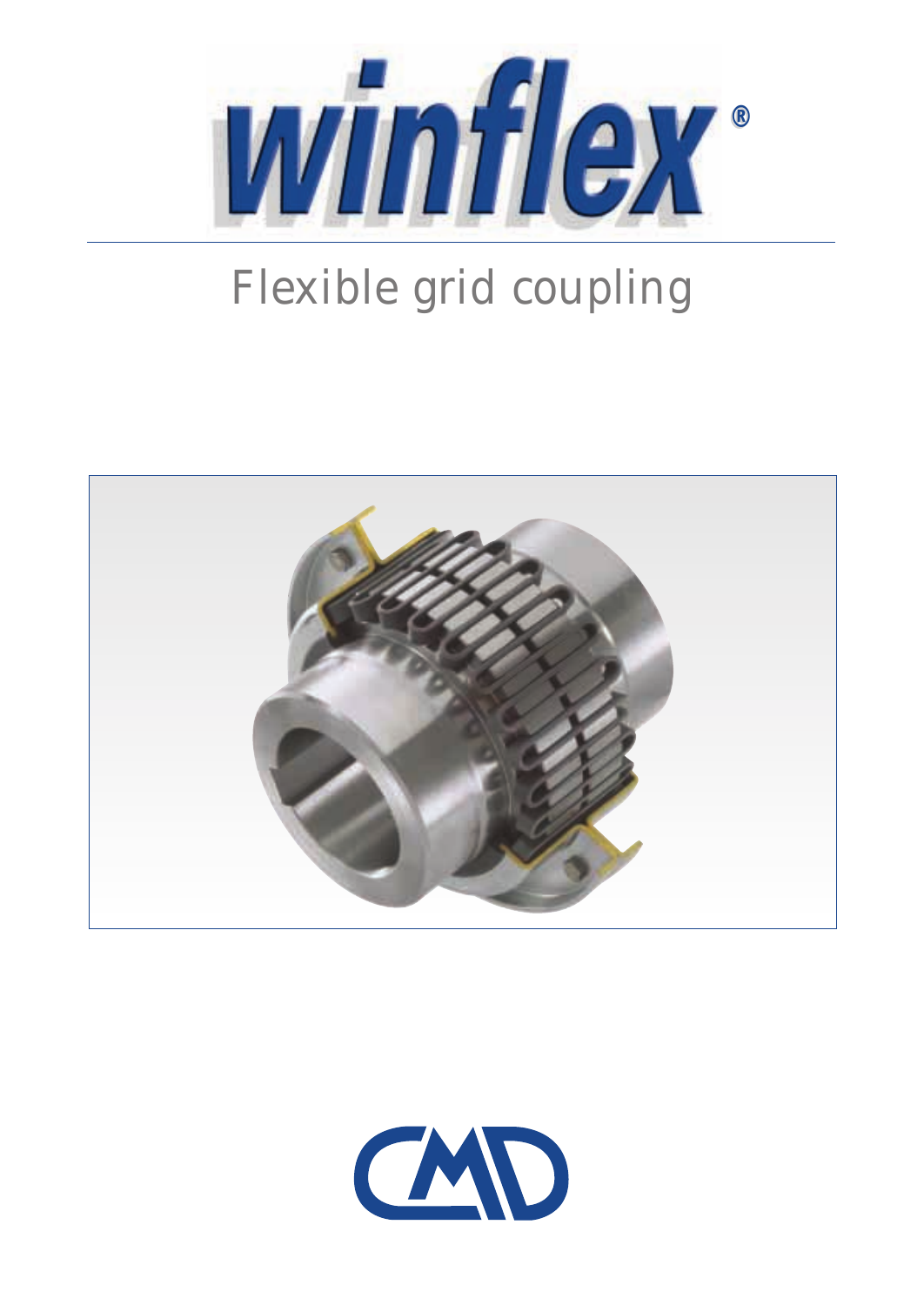# winflex®

## Flexible grid coupling

CMD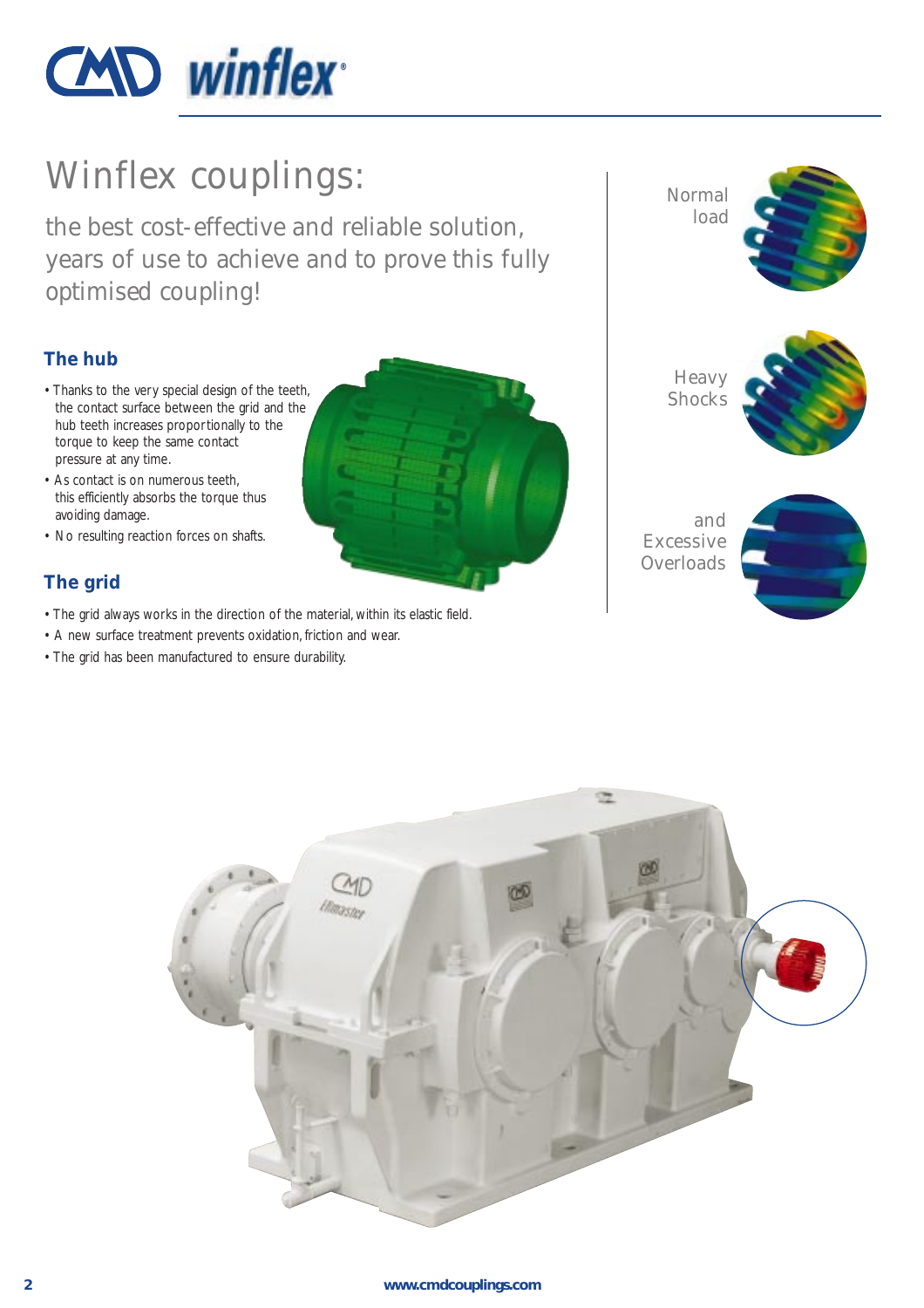# Winflex couplings:

the best cost-effective and reliable solution, years of use to achieve and to prove this fully optimised coupling!

## The hub

- Thanks to the very special design of the teeth, the contact surface between the grid and the hub teeth increases proportionally to the torque to keep the same contact pressure at any time.
- As contact is on numerous teeth, this efficiently absorbs the torque thus avoiding damage.
- No resulting reaction forces on shafts.

## The grid

- The grid always works in the direction of the material, within its elastic field.
- A new surface treatment prevents oxidation, friction and wear.
- The grid has been manufactured to ensure durability.

Normal load

Heavy Shocks

and Excessive Overloads

www.cmdcouplings.com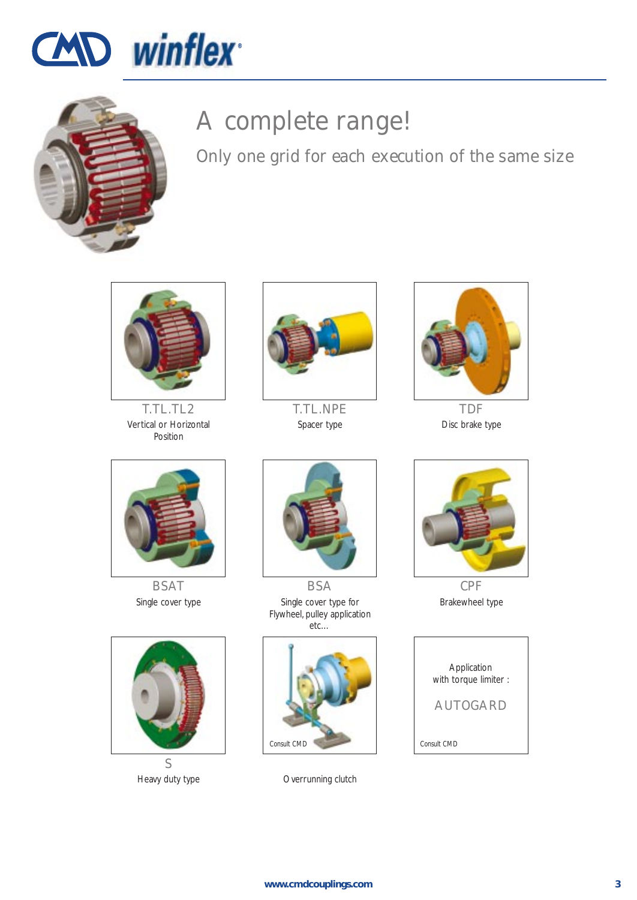# A complete range!

## Only one grid for each execution of the same size

**T.TL.TL2**
Vertical or Horizontal Position

**T.TL.NPE**
Spacer type

**TDF**
Disc brake type

**BSAT**
Single cover type

**BSA**
Single cover type for Flywheel, pulley application etc...

**CPF**
Brakewheel type

**S**
Heavy duty type

Consult CMD

Overrunning clutch

Application with torque limiter :

AUTOGARD

Consult CMD

www.cmdcouplings.com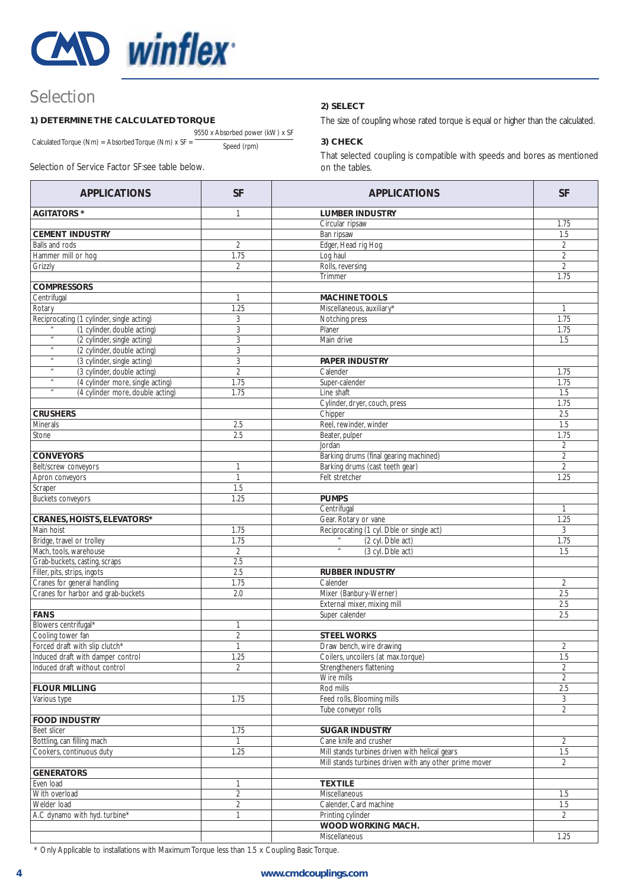## Selection

**1) DETERMINE THE CALCULATED TORQUE**

$$\text{Calculated Torque (Nm)} = \text{Absorbed Torque (Nm)} \times SF = \frac{9550 \times \text{Absorbed power (kW)} \times SF}{\text{Speed (rpm)}}$$

Selection of Service Factor SF:see table below.

**2) SELECT**

The size of coupling whose rated torque is equal or higher than the calculated.

**3) CHECK**

That selected coupling is compatible with speeds and bores as mentioned on the tables.

| APPLICATIONS | SF | APPLICATIONS | SF |
|---|---|---|---|
| **AGITATORS *** | 1 | **LUMBER INDUSTRY** | |
| | | Circular ripsaw | 1.75 |
| **CEMENT INDUSTRY** | | Ban ripsaw | 1.5 |
| Balls and rods | 2 | Edger, Head rig Hog | 2 |
| Hammer mill or hog | 1.75 | Log haul | 2 |
| Grizzly | 2 | Rolls, reversing | 2 |
| | | Trimmer | 1.75 |
| **COMPRESSORS** | | | |
| Centrifugal | 1 | **MACHINE TOOLS** | |
| Rotary | 1.25 | Miscellaneous, auxiliary* | 1 |
| Reciprocating (1 cylinder, single acting) | 3 | Notching press | 1.75 |
| " (1 cylinder, double acting) | 3 | Planer | 1.75 |
| " (2 cylinder, single acting) | 3 | Main drive | 1.5 |
| " (2 cylinder, double acting) | 3 | | |
| " (3 cylinder, single acting) | 3 | **PAPER INDUSTRY** | |
| " (3 cylinder, double acting) | 2 | Calender | 1.75 |
| " (4 cylinder more, single acting) | 1.75 | Super-calender | 1.75 |
| " (4 cylinder more, double acting) | 1.75 | Line shaft | 1.5 |
| | | Cylinder, dryer, couch, press | 1.75 |
| **CRUSHERS** | | Chipper | 2.5 |
| Minerals | 2.5 | Reel, rewinder, winder | 1.5 |
| Stone | 2.5 | Beater, pulper | 1.75 |
| | | Jordan | 2 |
| **CONVEYORS** | | Barking drums (final gearing machined) | 2 |
| Belt/screw conveyors | 1 | Barking drums (cast teeth gear) | 2 |
| Apron conveyors | 1 | Felt stretcher | 1.25 |
| Scraper | 1.5 | | |
| Buckets conveyors | 1.25 | **PUMPS** | |
| | | Centrifugal | 1 |
| **CRANES, HOISTS, ELEVATORS*** | | Gear. Rotary or vane | 1.25 |
| Main hoist | 1.75 | Reciprocating (1 cyl. Dble or single act) | 3 |
| Bridge, travel or trolley | 1.75 | " (2 cyl. Dble act) | 1.75 |
| Mach, tools, warehouse | 2 | " (3 cyl. Dble act) | 1.5 |
| Grab-buckets, casting, scraps | 2.5 | | |
| Filler, pits, strips, ingots | 2.5 | **RUBBER INDUSTRY** | |
| Cranes for general handling | 1.75 | Calender | 2 |
| Cranes for harbor and grab-buckets | 2.0 | Mixer (Banbury-Werner) | 2.5 |
| | | External mixer, mixing mill | 2.5 |
| **FANS** | | Super calender | 2.5 |
| Blowers centrifugal* | 1 | | |
| Cooling tower fan | 2 | **STEEL WORKS** | |
| Forced draft with slip clutch* | 1 | Draw bench, wire drawing | 2 |
| Induced draft with damper control | 1.25 | Coilers, uncoilers (at max.torque) | 1.5 |
| Induced draft without control | 2 | Strengtheners flattening | 2 |
| | | Wire mills | 2 |
| **FLOUR MILLING** | | Rod mills | 2.5 |
| Various type | 1.75 | Feed rolls, Blooming mills | 3 |
| | | Tube conveyor rolls | 2 |
| **FOOD INDUSTRY** | | | |
| Beet slicer | 1.75 | **SUGAR INDUSTRY** | |
| Bottling, can filling mach | 1 | Cane knife and crusher | 2 |
| Cookers, continuous duty | 1.25 | Mill stands turbines driven with helical gears | 1.5 |
| | | Mill stands turbines driven with any other prime mover | 2 |
| **GENERATORS** | | | |
| Even load | 1 | **TEXTILE** | |
| With overload | 2 | Miscellaneous | 1.5 |
| Welder load | 2 | Calender, Card machine | 1.5 |
| A.C dynamo with hyd. turbine* | 1 | Printing cylinder | 2 |
| | | **WOOD WORKING MACH.** | |
| | | Miscellaneous | 1.25 |

* Only Applicable to installations with Maximum Torque less than 1.5 x Coupling Basic Torque.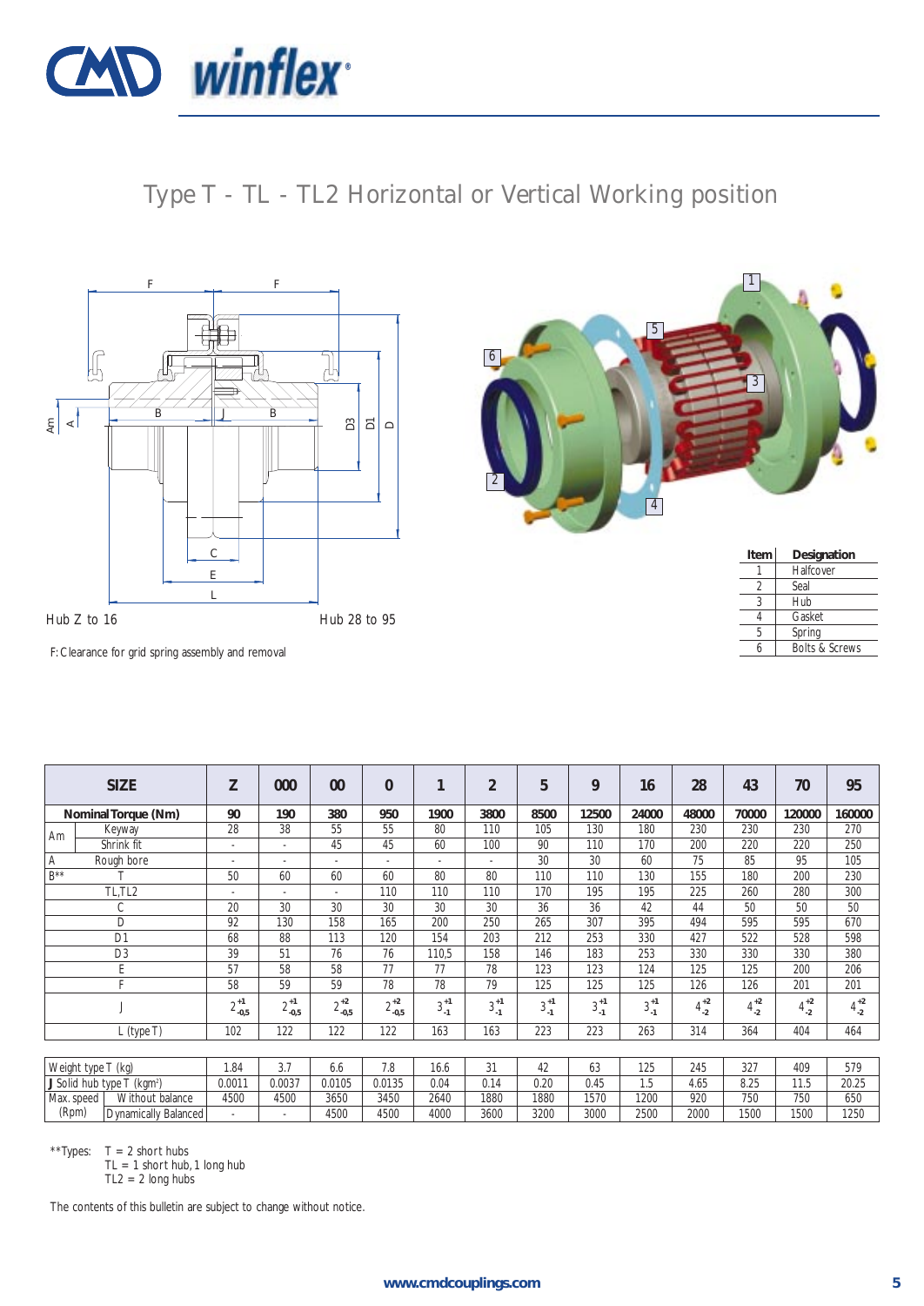# Type T - TL - TL2 Horizontal or Vertical Working position

Hub Z to 16 | Hub 28 to 95

F: Clearance for grid spring assembly and removal

| Item | Designation |
|---|---|
| 1 | Halfcover |
| 2 | Seal |
| 3 | Hub |
| 4 | Gasket |
| 5 | Spring |
| 6 | Bolts & Screws |

| SIZE | | Z | 000 | 00 | 0 | 1 | 2 | 5 | 9 | 16 | 28 | 43 | 70 | 95 |
|---|---|---|---|---|---|---|---|---|---|---|---|---|---|---|
| **Nominal Torque (Nm)** | | **90** | **190** | **380** | **950** | **1900** | **3800** | **8500** | **12500** | **24000** | **48000** | **70000** | **120000** | **160000** |
| Am | Keyway | 28 | 38 | 55 | 55 | 80 | 110 | 105 | 130 | 180 | 230 | 230 | 230 | 270 |
| | Shrink fit | - | - | 45 | 45 | 60 | 100 | 90 | 110 | 170 | 200 | 220 | 220 | 250 |
| A | Rough bore | - | - | - | - | - | - | 30 | 30 | 60 | 75 | 85 | 95 | 105 |
| B** | T | 50 | 60 | 60 | 60 | 80 | 80 | 110 | 110 | 130 | 155 | 180 | 200 | 230 |
| | TL,TL2 | - | - | - | 110 | 110 | 110 | 170 | 195 | 195 | 225 | 260 | 280 | 300 |
| C | | 20 | 30 | 30 | 30 | 30 | 30 | 36 | 36 | 42 | 44 | 50 | 50 | 50 |
| D | | 92 | 130 | 158 | 165 | 200 | 250 | 265 | 307 | 395 | 494 | 595 | 595 | 670 |
| D1 | | 68 | 88 | 113 | 120 | 154 | 203 | 212 | 253 | 330 | 427 | 522 | 528 | 598 |
| D3 | | 39 | 51 | 76 | 76 | 110,5 | 158 | 146 | 183 | 253 | 330 | 330 | 330 | 380 |
| E | | 57 | 58 | 58 | 77 | 77 | 78 | 123 | 123 | 124 | 125 | 125 | 200 | 206 |
| F | | 58 | 59 | 59 | 78 | 78 | 79 | 125 | 125 | 125 | 126 | 126 | 201 | 201 |
| J | | $2^{+1}_{-0,5}$ | $2^{+1}_{-0,5}$ | $2^{+2}_{-0,5}$ | $2^{+2}_{-0,5}$ | $3^{+1}_{-1}$ | $3^{+1}_{-1}$ | $3^{+1}_{-1}$ | $3^{+1}_{-1}$ | $3^{+1}_{-1}$ | $4^{+2}_{-2}$ | $4^{+2}_{-2}$ | $4^{+2}_{-2}$ | $4^{+2}_{-2}$ |
| L (type T) | | 102 | 122 | 122 | 122 | 163 | 163 | 223 | 223 | 263 | 314 | 364 | 404 | 464 |

| | | Z | 000 | 00 | 0 | 1 | 2 | 5 | 9 | 16 | 28 | 43 | 70 | 95 |
|---|---|---|---|---|---|---|---|---|---|---|---|---|---|---|
| Weight type T (kg) | | 1.84 | 3.7 | 6.6 | 7.8 | 16.6 | 31 | 42 | 63 | 125 | 245 | 327 | 409 | 579 |
| **J** Solid hub type T (kgm²) | | 0.0011 | 0.0037 | 0.0105 | 0.0135 | 0.04 | 0.14 | 0.20 | 0.45 | 1.5 | 4.65 | 8.25 | 11.5 | 20.25 |
| Max. speed (Rpm) | Without balance | 4500 | 4500 | 3650 | 3450 | 2640 | 1880 | 1880 | 1570 | 1200 | 920 | 750 | 750 | 650 |
| | Dynamically Balanced | - | - | 4500 | 4500 | 4000 | 3600 | 3200 | 3000 | 2500 | 2000 | 1500 | 1500 | 1250 |

**Types:
- T = 2 short hubs
- TL = 1 short hub, 1 long hub
- TL2 = 2 long hubs

The contents of this bulletin are subject to change without notice.

www.cmdcouplings.com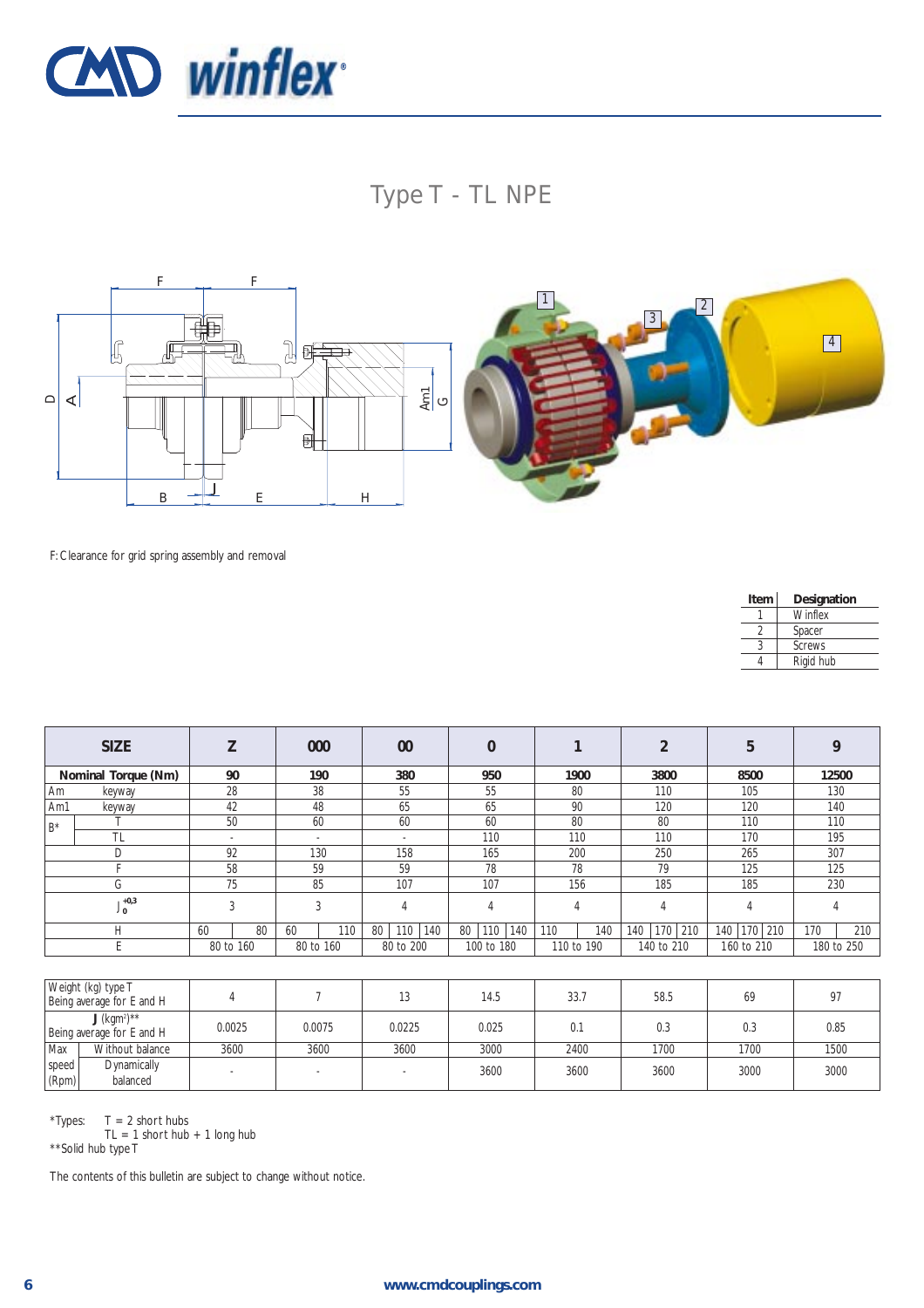# Type T - TL NPE

F: Clearance for grid spring assembly and removal

| Item | Designation |
|---|---|
| 1 | Winflex |
| 2 | Spacer |
| 3 | Screws |
| 4 | Rigid hub |

| SIZE | | Z | 000 | 00 | 0 | 1 | 2 | 5 | 9 |
|---|---|---|---|---|---|---|---|---|---|
| Nominal Torque (Nm) | | 90 | 190 | 380 | 950 | 1900 | 3800 | 8500 | 12500 |
| Am | keyway | 28 | 38 | 55 | 55 | 80 | 110 | 105 | 130 |
| Am1 | keyway | 42 | 48 | 65 | 65 | 90 | 120 | 120 | 140 |
| B* | T | 50 | 60 | 60 | 60 | 80 | 80 | 110 | 110 |
| | TL | - | - | - | 110 | 110 | 110 | 170 | 195 |
| D | | 92 | 130 | 158 | 165 | 200 | 250 | 265 | 307 |
| F | | 58 | 59 | 59 | 78 | 78 | 79 | 125 | 125 |
| G | | 75 | 85 | 107 | 107 | 156 | 185 | 185 | 230 |
| $J_0^{+0,3}$ | | 3 | 3 | 4 | 4 | 4 | 4 | 4 | 4 |
| H | | 60 / 80 | 60 / 110 | 80 / 110 / 140 | 80 / 110 / 140 | 110 / 140 | 140 / 170 / 210 | 140 / 170 / 210 | 170 / 210 |
| E | | 80 to 160 | 80 to 160 | 80 to 200 | 100 to 180 | 110 to 190 | 140 to 210 | 160 to 210 | 180 to 250 |

| | | Z | 000 | 00 | 0 | 1 | 2 | 5 | 9 |
|---|---|---|---|---|---|---|---|---|---|
| Weight (kg) type T<br>Being average for E and H | | 4 | 7 | 13 | 14.5 | 33.7 | 58.5 | 69 | 97 |
| J ($kgm^2$)**<br>Being average for E and H | | 0.0025 | 0.0075 | 0.0225 | 0.025 | 0.1 | 0.3 | 0.3 | 0.85 |
| Max speed (Rpm) | Without balance | 3600 | 3600 | 3600 | 3000 | 2400 | 1700 | 1700 | 1500 |
| | Dynamically balanced | - | - | - | 3600 | 3600 | 3600 | 3000 | 3000 |

*Types: T = 2 short hubs
TL = 1 short hub + 1 long hub
**Solid hub type T

The contents of this bulletin are subject to change without notice.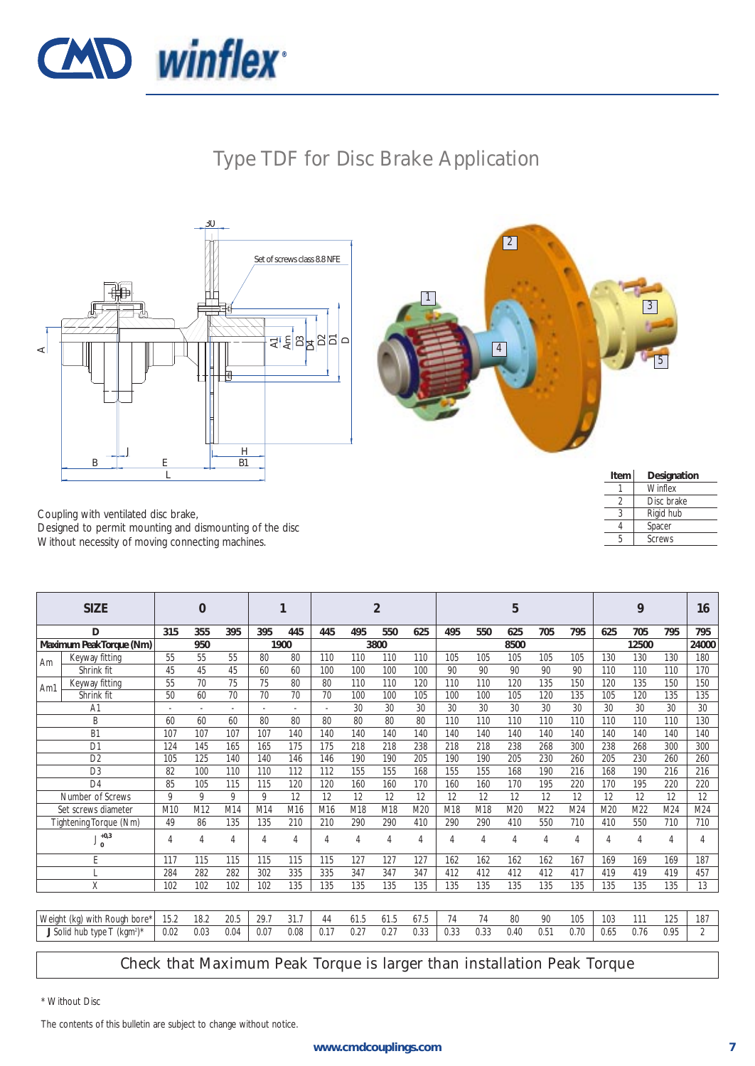# Type TDF for Disc Brake Application

Set of screws class 8.8 NFE

| Item | Designation |
|---|---|
| 1 | Winflex |
| 2 | Disc brake |
| 3 | Rigid hub |
| 4 | Spacer |
| 5 | Screws |

Coupling with ventilated disc brake,
Designed to permit mounting and dismounting of the disc
Without necessity of moving connecting machines.

| SIZE | | 0 | | | 1 | | 2 | | | | 5 | | | | | 9 | | | 16 |
|---|---|---|---|---|---|---|---|---|---|---|---|---|---|---|---|---|---|---|---|
| D | | 315 | 355 | 395 | 395 | 445 | 445 | 495 | 550 | 625 | 495 | 550 | 625 | 705 | 795 | 625 | 705 | 795 | 795 |
| Maximum Peak Torque (Nm) | | 950 | | | 1900 | | 3800 | | | | 8500 | | | | | 12500 | | | 24000 |
| Am | Keyway fitting | 55 | 55 | 55 | 80 | 80 | 110 | 110 | 110 | 110 | 105 | 105 | 105 | 105 | 105 | 130 | 130 | 130 | 180 |
| | Shrink fit | 45 | 45 | 45 | 60 | 60 | 100 | 100 | 100 | 100 | 90 | 90 | 90 | 90 | 90 | 110 | 110 | 110 | 170 |
| Am1 | Keyway fitting | 55 | 70 | 75 | 75 | 80 | 80 | 110 | 110 | 120 | 110 | 110 | 120 | 135 | 150 | 120 | 135 | 150 | 150 |
| | Shrink fit | 50 | 60 | 70 | 70 | 70 | 70 | 100 | 100 | 105 | 100 | 100 | 105 | 120 | 135 | 105 | 120 | 135 | 135 |
| A1 | | - | - | - | - | - | - | 30 | 30 | 30 | 30 | 30 | 30 | 30 | 30 | 30 | 30 | 30 | 30 |
| B | | 60 | 60 | 60 | 80 | 80 | 80 | 80 | 80 | 80 | 110 | 110 | 110 | 110 | 110 | 110 | 110 | 110 | 130 |
| B1 | | 107 | 107 | 107 | 107 | 140 | 140 | 140 | 140 | 140 | 140 | 140 | 140 | 140 | 140 | 140 | 140 | 140 | 140 |
| D1 | | 124 | 145 | 165 | 165 | 175 | 175 | 218 | 218 | 238 | 218 | 218 | 238 | 268 | 300 | 238 | 268 | 300 | 300 |
| D2 | | 105 | 125 | 140 | 140 | 146 | 146 | 190 | 190 | 205 | 190 | 190 | 205 | 230 | 260 | 205 | 230 | 260 | 260 |
| D3 | | 82 | 100 | 110 | 110 | 112 | 112 | 155 | 155 | 168 | 155 | 155 | 168 | 190 | 216 | 168 | 190 | 216 | 216 |
| D4 | | 85 | 105 | 115 | 115 | 120 | 120 | 160 | 160 | 170 | 160 | 160 | 170 | 195 | 220 | 170 | 195 | 220 | 220 |
| Number of Screws | | 9 | 9 | 9 | 9 | 12 | 12 | 12 | 12 | 12 | 12 | 12 | 12 | 12 | 12 | 12 | 12 | 12 | 12 |
| Set screws diameter | | M10 | M12 | M14 | M14 | M16 | M16 | M18 | M18 | M20 | M18 | M18 | M20 | M22 | M24 | M20 | M22 | M24 | M24 |
| Tightening Torque (Nm) | | 49 | 86 | 135 | 135 | 210 | 210 | 290 | 290 | 410 | 290 | 290 | 410 | 550 | 710 | 410 | 550 | 710 | 710 |
| $J_{0}^{+0,3}$ | | 4 | 4 | 4 | 4 | 4 | 4 | 4 | 4 | 4 | 4 | 4 | 4 | 4 | 4 | 4 | 4 | 4 | 4 |
| E | | 117 | 115 | 115 | 115 | 115 | 115 | 127 | 127 | 127 | 162 | 162 | 162 | 162 | 167 | 169 | 169 | 169 | 187 |
| L | | 284 | 282 | 282 | 302 | 335 | 335 | 347 | 347 | 347 | 412 | 412 | 412 | 412 | 417 | 419 | 419 | 419 | 457 |
| X | | 102 | 102 | 102 | 102 | 135 | 135 | 135 | 135 | 135 | 135 | 135 | 135 | 135 | 135 | 135 | 135 | 135 | 13 |

| | 0 | | | 1 | | 2 | | | | 5 | | | | | 9 | | | 16 |
|---|---|---|---|---|---|---|---|---|---|---|---|---|---|---|---|---|---|---|
| Weight (kg) with Rough bore* | 15.2 | 18.2 | 20.5 | 29.7 | 31.7 | 44 | 61.5 | 61.5 | 67.5 | 74 | 74 | 80 | 90 | 105 | 103 | 111 | 125 | 187 |
| **J** Solid hub type T (kgm²)* | 0.02 | 0.03 | 0.04 | 0.07 | 0.08 | 0.17 | 0.27 | 0.27 | 0.33 | 0.33 | 0.33 | 0.40 | 0.51 | 0.70 | 0.65 | 0.76 | 0.95 | 2 |

Check that Maximum Peak Torque is larger than installation Peak Torque

\* Without Disc

The contents of this bulletin are subject to change without notice.

www.cmdcouplings.com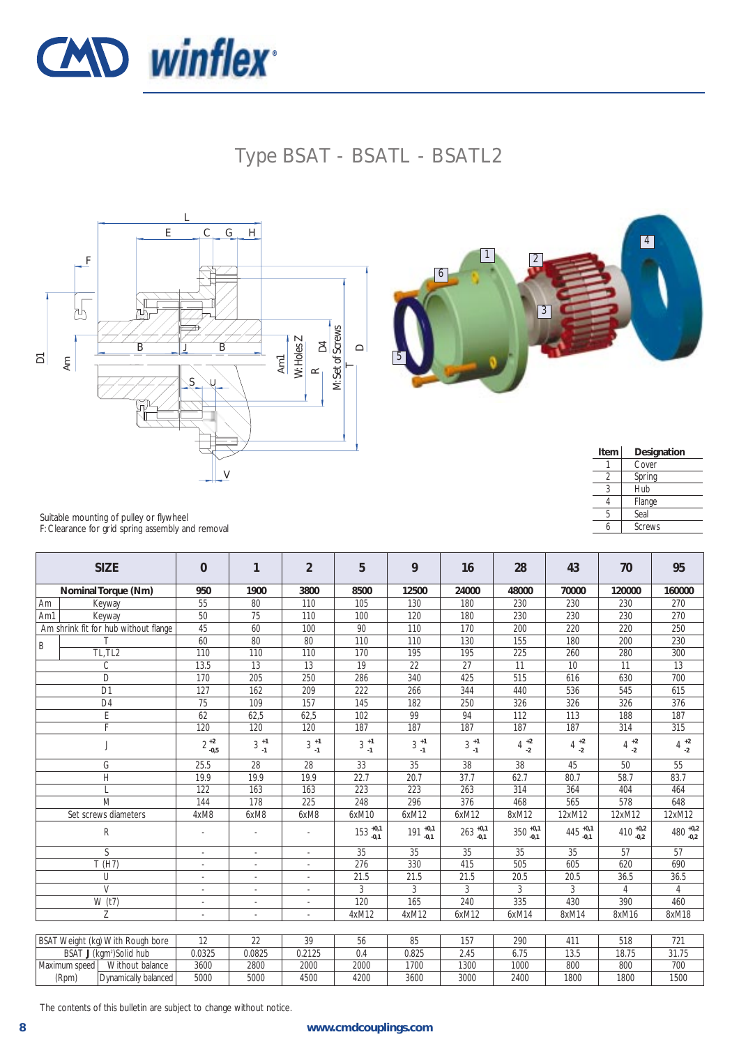# Type BSAT - BSATL - BSATL2

| Item | Designation |
|---|---|
| 1 | Cover |
| 2 | Spring |
| 3 | Hub |
| 4 | Flange |
| 5 | Seal |
| 6 | Screws |

Suitable mounting of pulley or flywheel
F: Clearance for grid spring assembly and removal

| SIZE | | 0 | 1 | 2 | 5 | 9 | 16 | 28 | 43 | 70 | 95 |
|---|---|---|---|---|---|---|---|---|---|---|---|
| **Nominal Torque (Nm)** | | **950** | **1900** | **3800** | **8500** | **12500** | **24000** | **48000** | **70000** | **120000** | **160000** |
| Am | Keyway | 55 | 80 | 110 | 105 | 130 | 180 | 230 | 230 | 230 | 270 |
| Am1 | Keyway | 50 | 75 | 110 | 100 | 120 | 180 | 230 | 230 | 230 | 270 |
| Am shrink fit for hub without flange | | 45 | 60 | 100 | 90 | 110 | 170 | 200 | 220 | 220 | 250 |
| B | T | 60 | 80 | 80 | 110 | 110 | 130 | 155 | 180 | 200 | 230 |
| | TL,TL2 | 110 | 110 | 110 | 170 | 195 | 195 | 225 | 260 | 280 | 300 |
| C | | 13.5 | 13 | 13 | 19 | 22 | 27 | 11 | 10 | 11 | 13 |
| D | | 170 | 205 | 250 | 286 | 340 | 425 | 515 | 616 | 630 | 700 |
| D1 | | 127 | 162 | 209 | 222 | 266 | 344 | 440 | 536 | 545 | 615 |
| D4 | | 75 | 109 | 157 | 145 | 182 | 250 | 326 | 326 | 326 | 376 |
| E | | 62 | 62,5 | 62,5 | 102 | 99 | 94 | 112 | 113 | 188 | 187 |
| F | | 120 | 120 | 120 | 187 | 187 | 187 | 187 | 187 | 314 | 315 |
| J | | $2^{+2}_{-0,5}$ | $3^{+1}_{-1}$ | $3^{+1}_{-1}$ | $3^{+1}_{-1}$ | $3^{+1}_{-1}$ | $3^{+1}_{-1}$ | $4^{+2}_{-2}$ | $4^{+2}_{-2}$ | $4^{+2}_{-2}$ | $4^{+2}_{-2}$ |
| G | | 25.5 | 28 | 28 | 33 | 35 | 38 | 38 | 45 | 50 | 55 |
| H | | 19.9 | 19.9 | 19.9 | 22.7 | 20.7 | 37.7 | 62.7 | 80.7 | 58.7 | 83.7 |
| L | | 122 | 163 | 163 | 223 | 223 | 263 | 314 | 364 | 404 | 464 |
| M | | 144 | 178 | 225 | 248 | 296 | 376 | 468 | 565 | 578 | 648 |
| Set screws diameters | | 4xM8 | 6xM8 | 6xM8 | 6xM10 | 6xM12 | 6xM12 | 8xM12 | 12xM12 | 12xM12 | 12xM12 |
| R | | - | - | - | $153^{+0,1}_{-0,1}$ | $191^{+0,1}_{-0,1}$ | $263^{+0,1}_{-0,1}$ | $350^{+0,1}_{-0,1}$ | $445^{+0,1}_{-0,1}$ | $410^{+0,2}_{-0,2}$ | $480^{+0,2}_{-0,2}$ |
| S | | - | - | - | 35 | 35 | 35 | 35 | 35 | 57 | 57 |
| T (H7) | | - | - | - | 276 | 330 | 415 | 505 | 605 | 620 | 690 |
| U | | - | - | - | 21.5 | 21.5 | 21.5 | 20.5 | 20.5 | 36.5 | 36.5 |
| V | | - | - | - | 3 | 3 | 3 | 3 | 3 | 4 | 4 |
| W (t7) | | - | - | - | 120 | 165 | 240 | 335 | 430 | 390 | 460 |
| Z | | - | - | - | 4xM12 | 4xM12 | 6xM12 | 6xM14 | 8xM14 | 8xM16 | 8xM18 |
| BSAT Weight (kg) With Rough bore | | 12 | 22 | 39 | 56 | 85 | 157 | 290 | 411 | 518 | 721 |
| BSAT J (kgm²) Solid hub | | 0.0325 | 0.0825 | 0.2125 | 0.4 | 0.825 | 2.45 | 6.75 | 13.5 | 18.75 | 31.75 |
| Maximum speed (Rpm) | Without balance | 3600 | 2800 | 2000 | 2000 | 1700 | 1300 | 1000 | 800 | 800 | 700 |
| | Dynamically balanced | 5000 | 5000 | 4500 | 4200 | 3600 | 3000 | 2400 | 1800 | 1800 | 1500 |

The contents of this bulletin are subject to change without notice.

www.cmdcouplings.com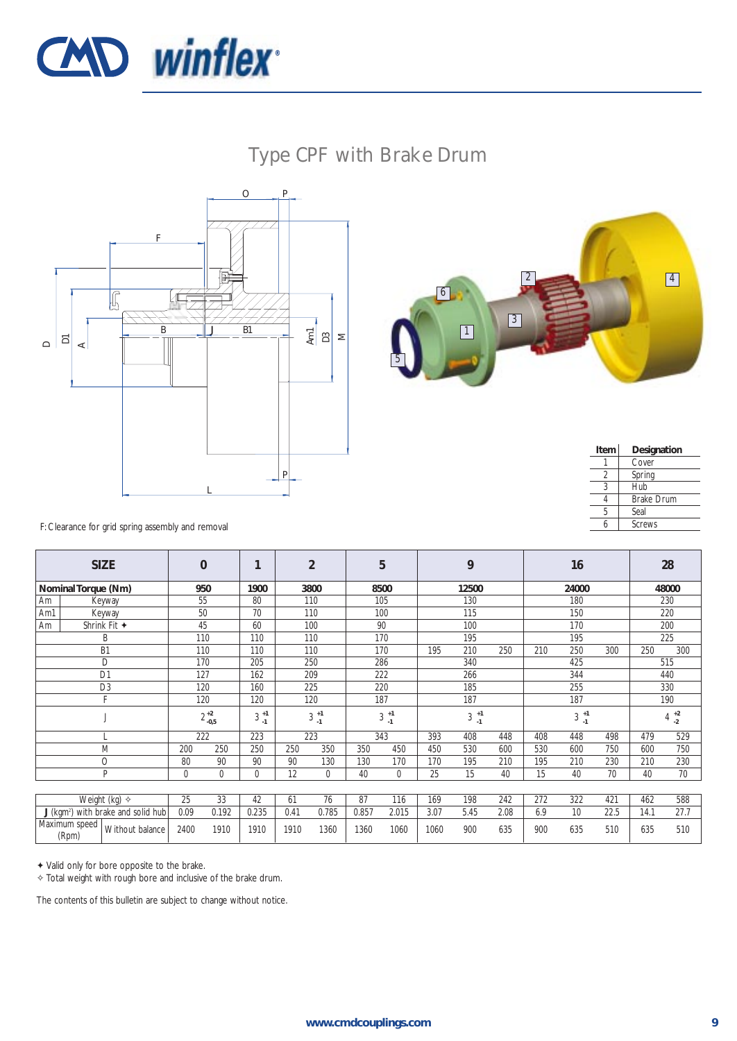# Type CPF with Brake Drum

F: Clearance for grid spring assembly and removal

| Item | Designation |
|---|---|
| 1 | Cover |
| 2 | Spring |
| 3 | Hub |
| 4 | Brake Drum |
| 5 | Seal |
| 6 | Screws |

| SIZE | | 0 | | 1 | 2 | | 5 | | 9 | | | 16 | | | 28 | |
|---|---|---|---|---|---|---|---|---|---|---|---|---|---|---|---|---|
| **Nominal Torque (Nm)** | | **950** | | **1900** | **3800** | | **8500** | | **12500** | | | **24000** | | | **48000** | |
| Am | Keyway | 55 | | 80 | 110 | | 105 | | 130 | | | 180 | | | 230 | |
| Am1 | Keyway | 50 | | 70 | 110 | | 100 | | 115 | | | 150 | | | 220 | |
| Am | Shrink Fit ✦ | 45 | | 60 | 100 | | 90 | | 100 | | | 170 | | | 200 | |
| B | | 110 | | 110 | 110 | | 170 | | 195 | | | 195 | | | 225 | |
| B1 | | 110 | | 110 | 110 | | 170 | | 195 | 210 | 250 | 210 | 250 | 300 | 250 | 300 |
| D | | 170 | | 205 | 250 | | 286 | | 340 | | | 425 | | | 515 | |
| D1 | | 127 | | 162 | 209 | | 222 | | 266 | | | 344 | | | 440 | |
| D3 | | 120 | | 160 | 225 | | 220 | | 185 | | | 255 | | | 330 | |
| F | | 120 | | 120 | 120 | | 187 | | 187 | | | 187 | | | 190 | |
| J | | $2^{+2}_{-0.5}$ | | $3^{+1}_{-1}$ | $3^{+1}_{-1}$ | | $3^{+1}_{-1}$ | | $3^{+1}_{-1}$ | | | $3^{+1}_{-1}$ | | | $4^{+2}_{-2}$ | |
| L | | 222 | | 223 | 223 | | 343 | | 393 | 408 | 448 | 408 | 448 | 498 | 479 | 529 |
| M | | 200 | 250 | 250 | 250 | 350 | 350 | 450 | 450 | 530 | 600 | 530 | 600 | 750 | 600 | 750 |
| O | | 80 | 90 | 90 | 90 | 130 | 130 | 170 | 170 | 195 | 210 | 195 | 210 | 230 | 210 | 230 |
| P | | 0 | 0 | 0 | 12 | 0 | 40 | 0 | 25 | 15 | 40 | 15 | 40 | 70 | 40 | 70 |
| Weight (kg) ✧ | | 25 | 33 | 42 | 61 | 76 | 87 | 116 | 169 | 198 | 242 | 272 | 322 | 421 | 462 | 588 |
| **J** (kgm²) with brake and solid hub | | 0.09 | 0.192 | 0.235 | 0.41 | 0.785 | 0.857 | 2.015 | 3.07 | 5.45 | 2.08 | 6.9 | 10 | 22.5 | 14.1 | 27.7 |
| Maximum speed (Rpm) | Without balance | 2400 | 1910 | 1910 | 1910 | 1360 | 1360 | 1060 | 1060 | 900 | 635 | 900 | 635 | 510 | 635 | 510 |

✦ Valid only for bore opposite to the brake.
✧ Total weight with rough bore and inclusive of the brake drum.

The contents of this bulletin are subject to change without notice.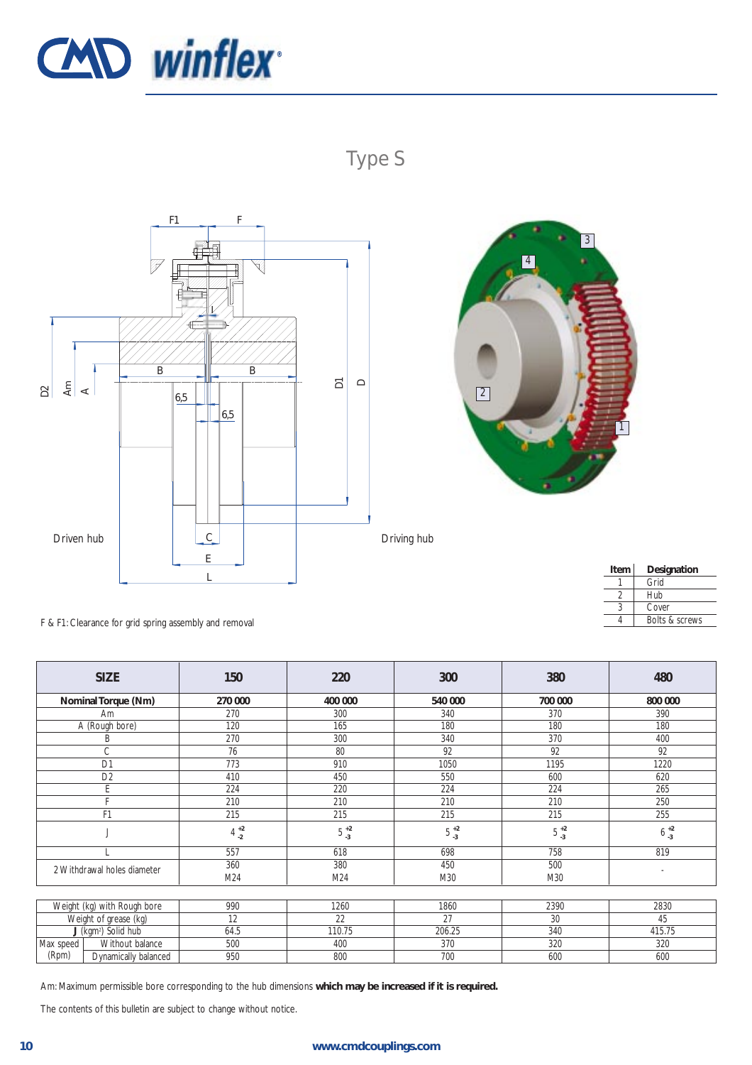# Type S

Driven hub

Driving hub

F & F1: Clearance for grid spring assembly and removal

| Item | Designation |
|---|---|
| 1 | Grid |
| 2 | Hub |
| 3 | Cover |
| 4 | Bolts & screws |

| SIZE | 150 | 220 | 300 | 380 | 480 |
|---|---|---|---|---|---|
| **Nominal Torque (Nm)** | **270 000** | **400 000** | **540 000** | **700 000** | **800 000** |
| Am | 270 | 300 | 340 | 370 | 390 |
| A (Rough bore) | 120 | 165 | 180 | 180 | 180 |
| B | 270 | 300 | 340 | 370 | 400 |
| C | 76 | 80 | 92 | 92 | 92 |
| D1 | 773 | 910 | 1050 | 1195 | 1220 |
| D2 | 410 | 450 | 550 | 600 | 620 |
| E | 224 | 220 | 224 | 224 | 265 |
| F | 210 | 210 | 210 | 210 | 250 |
| F1 | 215 | 215 | 215 | 215 | 255 |
| J | $4^{+2}_{-2}$ | $5^{+2}_{-3}$ | $5^{+2}_{-3}$ | $5^{+2}_{-3}$ | $6^{+2}_{-3}$ |
| L | 557 | 618 | 698 | 758 | 819 |
| 2 Withdrawal holes diameter | 360 M24 | 380 M24 | 450 M30 | 500 M30 | - |

| | | 150 | 220 | 300 | 380 | 480 |
|---|---|---|---|---|---|---|
| Weight (kg) with Rough bore | | 990 | 1260 | 1860 | 2390 | 2830 |
| Weight of grease (kg) | | 12 | 22 | 27 | 30 | 45 |
| **J** ($kgm^2$) Solid hub | | 64.5 | 110.75 | 206.25 | 340 | 415.75 |
| Max speed (Rpm) | Without balance | 500 | 400 | 370 | 320 | 320 |
| | Dynamically balanced | 950 | 800 | 700 | 600 | 600 |

Am: Maximum permissible bore corresponding to the hub dimensions **which may be increased if it is required.**

The contents of this bulletin are subject to change without notice.

www.cmdcouplings.com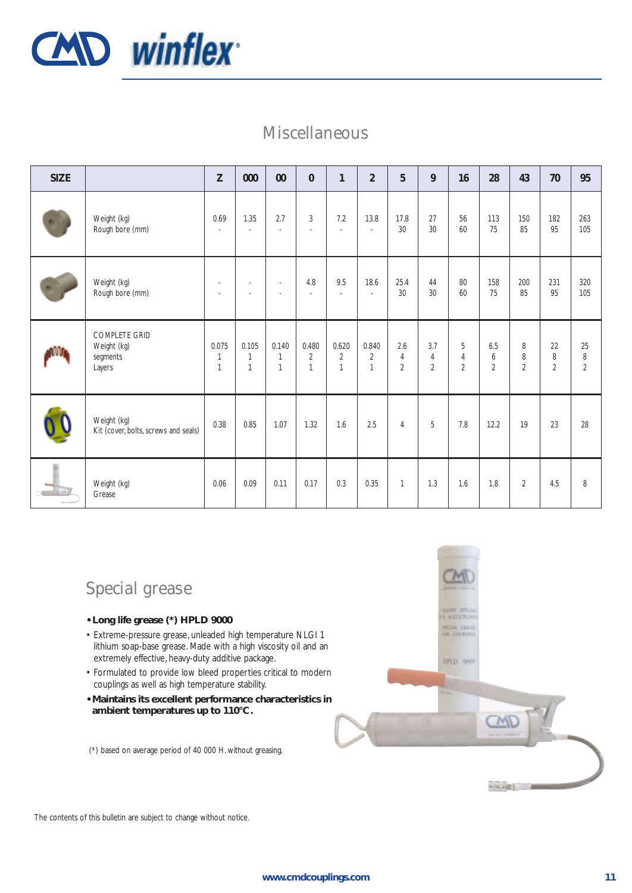## Miscellaneous

| SIZE | | Z | 000 | 00 | 0 | 1 | 2 | 5 | 9 | 16 | 28 | 43 | 70 | 95 |
|---|---|---|---|---|---|---|---|---|---|---|---|---|---|---|
| | Weight (kg)<br>Rough bore (mm) | 0.69<br>- | 1.35<br>- | 2.7<br>- | 3<br>- | 7.2<br>- | 13.8<br>- | 17.8<br>30 | 27<br>30 | 56<br>60 | 113<br>75 | 150<br>85 | 182<br>95 | 263<br>105 |
| | Weight (kg)<br>Rough bore (mm) | -<br>- | -<br>- | -<br>- | 4.8<br>- | 9.5<br>- | 18.6<br>- | 25.4<br>30 | 44<br>30 | 80<br>60 | 158<br>75 | 200<br>85 | 231<br>95 | 320<br>105 |
| | COMPLETE GRID<br>Weight (kg)<br>segments<br>Layers | 0.075<br>1<br>1 | 0.105<br>1<br>1 | 0.140<br>1<br>1 | 0.480<br>2<br>1 | 0.620<br>2<br>1 | 0.840<br>2<br>1 | 2.6<br>4<br>2 | 3.7<br>4<br>2 | 5<br>4<br>2 | 6.5<br>6<br>2 | 8<br>8<br>2 | 22<br>8<br>2 | 25<br>8<br>2 |
| | Weight (kg)<br>Kit (cover, bolts, screws and seals) | 0.38 | 0.85 | 1.07 | 1.32 | 1.6 | 2.5 | 4 | 5 | 7.8 | 12.2 | 19 | 23 | 28 |
| | Weight (kg)<br>Grease | 0.06 | 0.09 | 0.11 | 0.17 | 0.3 | 0.35 | 1 | 1.3 | 1.6 | 1.8 | 2 | 4.5 | 8 |

## Special grease

- **Long life grease (*) HPLD 9000**
- Extreme-pressure grease, unleaded high temperature NLGI 1 lithium soap-base grease. Made with a high viscosity oil and an extremely effective, heavy-duty additive package.
- Formulated to provide low bleed properties critical to modern couplings as well as high temperature stability.
- **Maintains its excellent performance characteristics in ambient temperatures up to 110°C.**

(*) based on average period of 40 000 H. without greasing.

The contents of this bulletin are subject to change without notice.

www.cmdcouplings.com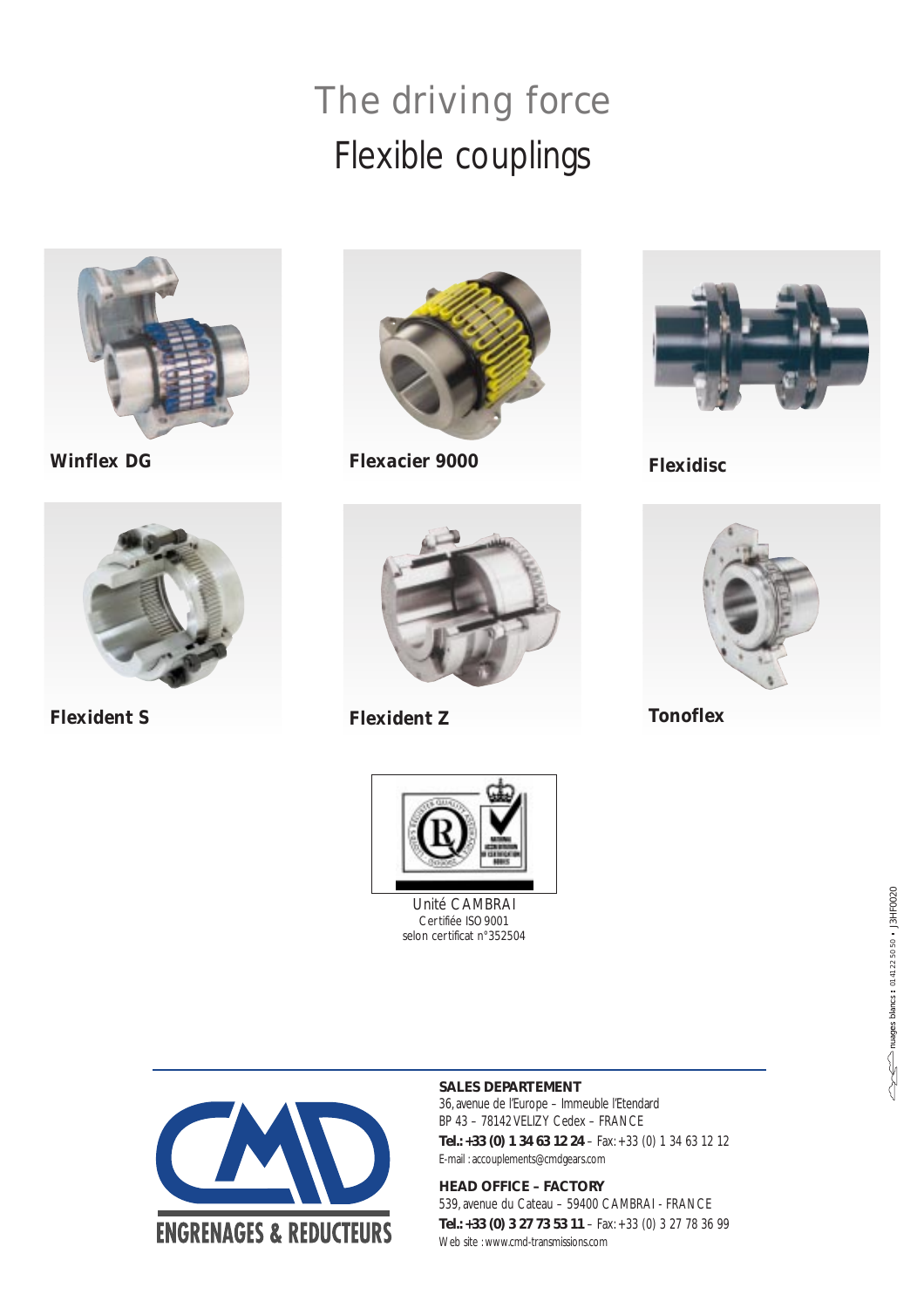# The driving force

## Flexible couplings

**Winflex DG**

**Flexacier 9000**

**Flexidisc**

**Flexident S**

**Flexident Z**

**Tonoflex**

Unité CAMBRAI
Certifiée ISO 9001
selon certificat n°352504

ENGRENAGES & REDUCTEURS

**SALES DEPARTEMENT**
36, avenue de l'Europe – Immeuble l'Etendard
BP 43 – 78142 VELIZY Cedex – FRANCE
**Tel.: +33 (0) 1 34 63 12 24** – Fax: +33 (0) 1 34 63 12 12
E-mail : accouplements@cmdgears.com

**HEAD OFFICE – FACTORY**
539, avenue du Cateau – 59400 CAMBRAI - FRANCE
**Tel.: +33 (0) 3 27 73 53 11** – Fax: +33 (0) 3 27 78 36 99
Web site : www.cmd-transmissions.com

nuages blancs : 01 41 22 50 50 • J3HF0020